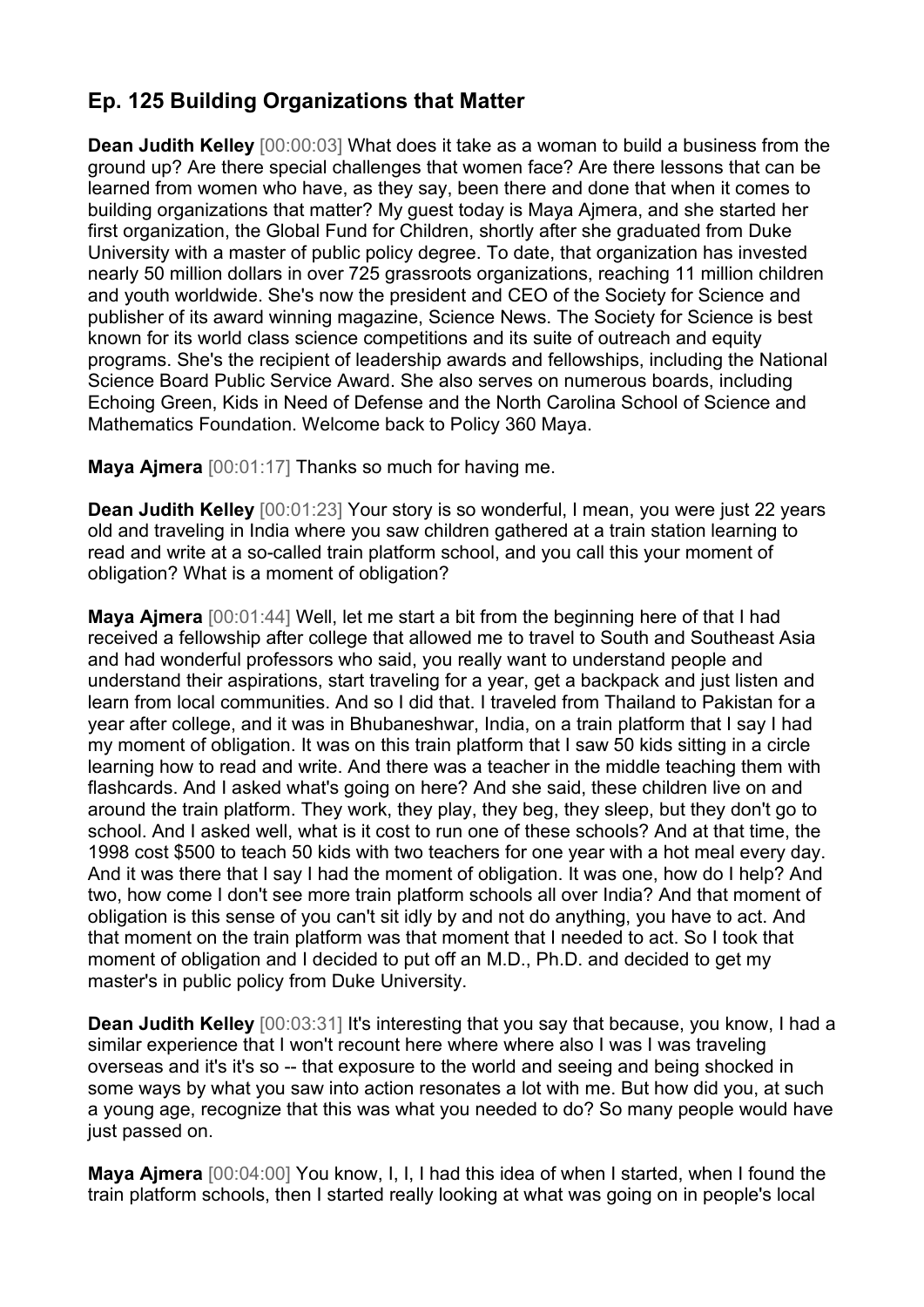## Ep. 125 Building Organizations that Matter

**Dean Judith Kelley** [00:00:03] What does it take as a woman to build a business from the ground up? Are there special challenges that women face? Are there lessons that can be learned from women who have, as they say, been there and done that when it comes to building organizations that matter? My guest today is Maya Ajmera, and she started her first organization, the Global Fund for Children, shortly after she graduated from Duke University with a master of public policy degree. To date, that organization has invested nearly 50 million dollars in over 725 grassroots organizations, reaching 11 million children and youth worldwide. She's now the president and CEO of the Society for Science and publisher of its award winning magazine, Science News. The Society for Science is best known for its world class science competitions and its suite of outreach and equity programs. She's the recipient of leadership awards and fellowships, including the National Science Board Public Service Award. She also serves on numerous boards, including Echoing Green, Kids in Need of Defense and the North Carolina School of Science and Mathematics Foundation. Welcome back to Policy 360 Maya.

**Maya Ajmera** [00:01:17] Thanks so much for having me.

**Dean Judith Kelley** [00:01:23] Your story is so wonderful, I mean, you were just 22 years old and traveling in India where you saw children gathered at a train station learning to read and write at a so-called train platform school, and you call this your moment of obligation? What is a moment of obligation?

**Maya Ajmera** [00:01:44] Well, let me start a bit from the beginning here of that I had received a fellowship after college that allowed me to travel to South and Southeast Asia and had wonderful professors who said, you really want to understand people and understand their aspirations, start traveling for a year, get a backpack and just listen and learn from local communities. And so I did that. I traveled from Thailand to Pakistan for a year after college, and it was in Bhubaneshwar, India, on a train platform that I say I had my moment of obligation. It was on this train platform that I saw 50 kids sitting in a circle learning how to read and write. And there was a teacher in the middle teaching them with flashcards. And I asked what's going on here? And she said, these children live on and around the train platform. They work, they play, they beg, they sleep, but they don't go to school. And I asked well, what is it cost to run one of these schools? And at that time, the 1998 cost $500 to teach 50 kids with two teachers for one year with a hot meal every day. And it was there that I say I had the moment of obligation. It was one, how do I help? And two, how come I don't see more train platform schools all over India? And that moment of obligation is this sense of you can't sit idly by and not do anything, you have to act. And that moment on the train platform was that moment that I needed to act. So I took that moment of obligation and I decided to put off an M.D., Ph.D. and decided to get my master's in public policy from Duke University.

**Dean Judith Kelley** [00:03:31] It's interesting that you say that because, you know, I had a similar experience that I won't recount here where where also I was I was traveling overseas and it's it's so -- that exposure to the world and seeing and being shocked in some ways by what you saw into action resonates a lot with me. But how did you, at such a young age, recognize that this was what you needed to do? So many people would have just passed on.

**Maya Ajmera** [00:04:00] You know, I, I, I had this idea of when I started, when I found the train platform schools, then I started really looking at what was going on in people's local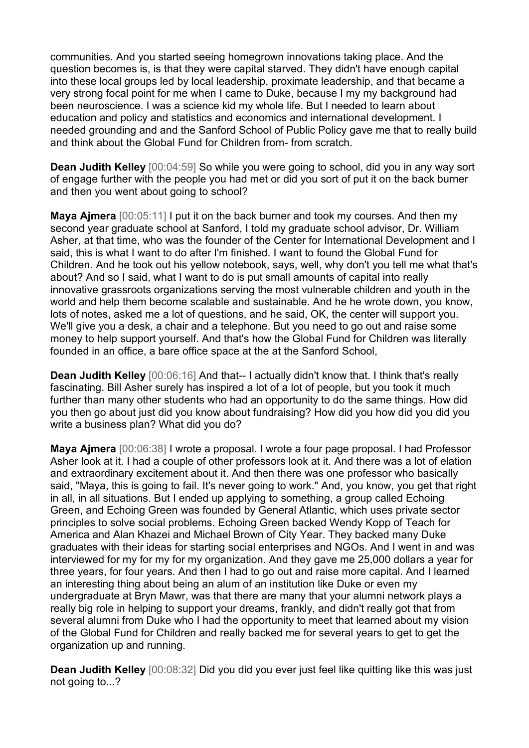communities. And you started seeing homegrown innovations taking place. And the question becomes is, is that they were capital starved. They didn't have enough capital into these local groups led by local leadership, proximate leadership, and that became a very strong focal point for me when I came to Duke, because I my my background had been neuroscience. I was a science kid my whole life. But I needed to learn about education and policy and statistics and economics and international development. I needed grounding and and the Sanford School of Public Policy gave me that to really build and think about the Global Fund for Children from- from scratch.

**Dean Judith Kelley** [00:04:59] So while you were going to school, did you in any way sort of engage further with the people you had met or did you sort of put it on the back burner and then you went about going to school?

**Maya Ajmera** [00:05:11] I put it on the back burner and took my courses. And then my second year graduate school at Sanford, I told my graduate school advisor, Dr. William Asher, at that time, who was the founder of the Center for International Development and I said, this is what I want to do after I'm finished. I want to found the Global Fund for Children. And he took out his yellow notebook, says, well, why don't you tell me what that's about? And so I said, what I want to do is put small amounts of capital into really innovative grassroots organizations serving the most vulnerable children and youth in the world and help them become scalable and sustainable. And he he wrote down, you know, lots of notes, asked me a lot of questions, and he said, OK, the center will support you. We'll give you a desk, a chair and a telephone. But you need to go out and raise some money to help support yourself. And that's how the Global Fund for Children was literally founded in an office, a bare office space at the at the Sanford School,

**Dean Judith Kelley** [00:06:16] And that-- I actually didn't know that. I think that's really fascinating. Bill Asher surely has inspired a lot of a lot of people, but you took it much further than many other students who had an opportunity to do the same things. How did you then go about just did you know about fundraising? How did you how did you did you write a business plan? What did you do?

**Maya Ajmera** [00:06:38] I wrote a proposal. I wrote a four page proposal. I had Professor Asher look at it. I had a couple of other professors look at it. And there was a lot of elation and extraordinary excitement about it. And then there was one professor who basically said, "Maya, this is going to fail. It's never going to work." And, you know, you get that right in all, in all situations. But I ended up applying to something, a group called Echoing Green, and Echoing Green was founded by General Atlantic, which uses private sector principles to solve social problems. Echoing Green backed Wendy Kopp of Teach for America and Alan Khazei and Michael Brown of City Year. They backed many Duke graduates with their ideas for starting social enterprises and NGOs. And I went in and was interviewed for my for my for my organization. And they gave me 25,000 dollars a year for three years, for four years. And then I had to go out and raise more capital. And I learned an interesting thing about being an alum of an institution like Duke or even my undergraduate at Bryn Mawr, was that there are many that your alumni network plays a really big role in helping to support your dreams, frankly, and didn't really got that from several alumni from Duke who I had the opportunity to meet that learned about my vision of the Global Fund for Children and really backed me for several years to get to get the organization up and running.

**Dean Judith Kelley** [00:08:32] Did you did you ever just feel like quitting like this was just not going to...?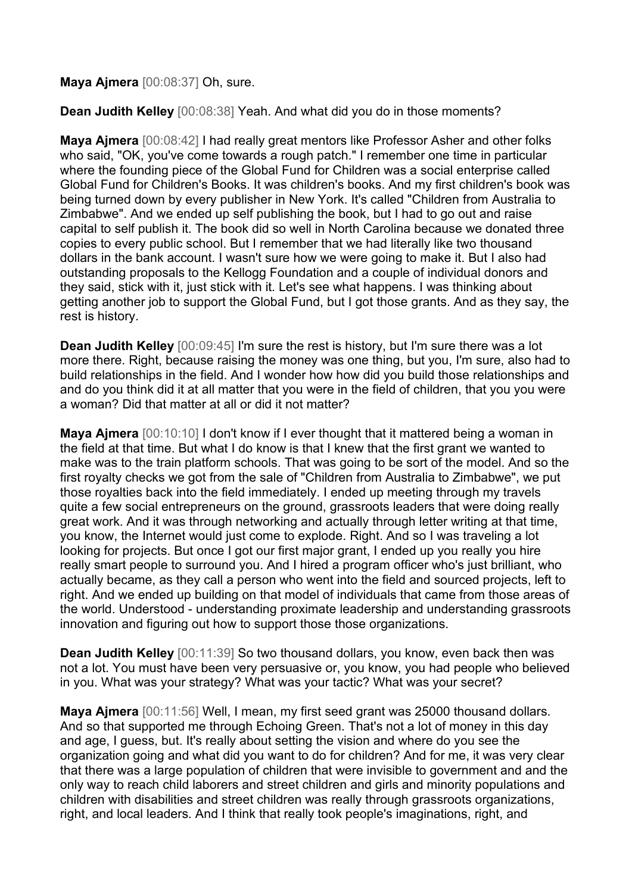**Maya Ajmera** [00:08:37] Oh, sure.

**Dean Judith Kelley** [00:08:38] Yeah. And what did you do in those moments?

**Maya Ajmera** [00:08:42] I had really great mentors like Professor Asher and other folks who said, "OK, you've come towards a rough patch." I remember one time in particular where the founding piece of the Global Fund for Children was a social enterprise called Global Fund for Children's Books. It was children's books. And my first children's book was being turned down by every publisher in New York. It's called "Children from Australia to Zimbabwe". And we ended up self publishing the book, but I had to go out and raise capital to self publish it. The book did so well in North Carolina because we donated three copies to every public school. But I remember that we had literally like two thousand dollars in the bank account. I wasn't sure how we were going to make it. But I also had outstanding proposals to the Kellogg Foundation and a couple of individual donors and they said, stick with it, just stick with it. Let's see what happens. I was thinking about getting another job to support the Global Fund, but I got those grants. And as they say, the rest is history.

**Dean Judith Kelley** [00:09:45] I'm sure the rest is history, but I'm sure there was a lot more there. Right, because raising the money was one thing, but you, I'm sure, also had to build relationships in the field. And I wonder how how did you build those relationships and and do you think did it at all matter that you were in the field of children, that you you were a woman? Did that matter at all or did it not matter?

**Maya Ajmera** [00:10:10] I don't know if I ever thought that it mattered being a woman in the field at that time. But what I do know is that I knew that the first grant we wanted to make was to the train platform schools. That was going to be sort of the model. And so the first royalty checks we got from the sale of "Children from Australia to Zimbabwe", we put those royalties back into the field immediately. I ended up meeting through my travels quite a few social entrepreneurs on the ground, grassroots leaders that were doing really great work. And it was through networking and actually through letter writing at that time, you know, the Internet would just come to explode. Right. And so I was traveling a lot looking for projects. But once I got our first major grant, I ended up you really you hire really smart people to surround you. And I hired a program officer who's just brilliant, who actually became, as they call a person who went into the field and sourced projects, left to right. And we ended up building on that model of individuals that came from those areas of the world. Understood - understanding proximate leadership and understanding grassroots innovation and figuring out how to support those those organizations.

**Dean Judith Kelley** [00:11:39] So two thousand dollars, you know, even back then was not a lot. You must have been very persuasive or, you know, you had people who believed in you. What was your strategy? What was your tactic? What was your secret?

**Maya Ajmera** [00:11:56] Well, I mean, my first seed grant was 25000 thousand dollars. And so that supported me through Echoing Green. That's not a lot of money in this day and age, I guess, but. It's really about setting the vision and where do you see the organization going and what did you want to do for children? And for me, it was very clear that there was a large population of children that were invisible to government and and the only way to reach child laborers and street children and girls and minority populations and children with disabilities and street children was really through grassroots organizations, right, and local leaders. And I think that really took people's imaginations, right, and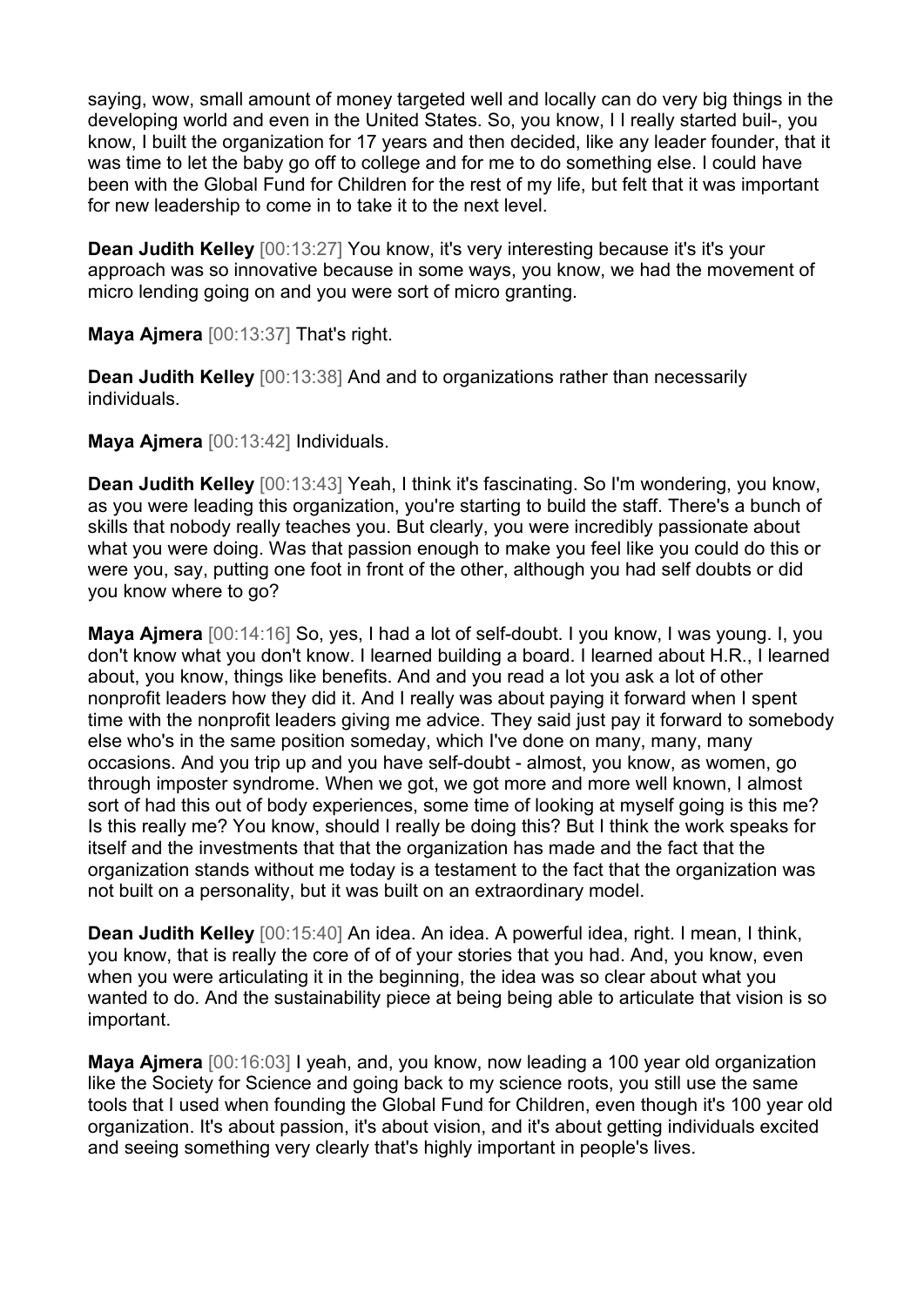saying, wow, small amount of money targeted well and locally can do very big things in the developing world and even in the United States. So, you know, I I really started buil-, you know, I built the organization for 17 years and then decided, like any leader founder, that it was time to let the baby go off to college and for me to do something else. I could have been with the Global Fund for Children for the rest of my life, but felt that it was important for new leadership to come in to take it to the next level.

**Dean Judith Kelley** [00:13:27] You know, it's very interesting because it's it's your approach was so innovative because in some ways, you know, we had the movement of micro lending going on and you were sort of micro granting.

**Maya Ajmera** [00:13:37] That's right.

**Dean Judith Kelley** [00:13:38] And and to organizations rather than necessarily individuals.

**Maya Ajmera** [00:13:42] Individuals.

**Dean Judith Kelley** [00:13:43] Yeah, I think it's fascinating. So I'm wondering, you know, as you were leading this organization, you're starting to build the staff. There's a bunch of skills that nobody really teaches you. But clearly, you were incredibly passionate about what you were doing. Was that passion enough to make you feel like you could do this or were you, say, putting one foot in front of the other, although you had self doubts or did you know where to go?

**Maya Ajmera** [00:14:16] So, yes, I had a lot of self-doubt. I you know, I was young. I, you don't know what you don't know. I learned building a board. I learned about H.R., I learned about, you know, things like benefits. And and you read a lot you ask a lot of other nonprofit leaders how they did it. And I really was about paying it forward when I spent time with the nonprofit leaders giving me advice. They said just pay it forward to somebody else who's in the same position someday, which I've done on many, many, many occasions. And you trip up and you have self-doubt - almost, you know, as women, go through imposter syndrome. When we got, we got more and more well known, I almost sort of had this out of body experiences, some time of looking at myself going is this me? Is this really me? You know, should I really be doing this? But I think the work speaks for itself and the investments that that the organization has made and the fact that the organization stands without me today is a testament to the fact that the organization was not built on a personality, but it was built on an extraordinary model.

**Dean Judith Kelley** [00:15:40] An idea. An idea. A powerful idea, right. I mean, I think, you know, that is really the core of of of your stories that you had. And, you know, even when you were articulating it in the beginning, the idea was so clear about what you wanted to do. And the sustainability piece at being being able to articulate that vision is so important.

**Maya Ajmera** [00:16:03] I yeah, and, you know, now leading a 100 year old organization like the Society for Science and going back to my science roots, you still use the same tools that I used when founding the Global Fund for Children, even though it's 100 year old organization. It's about passion, it's about vision, and it's about getting individuals excited and seeing something very clearly that's highly important in people's lives.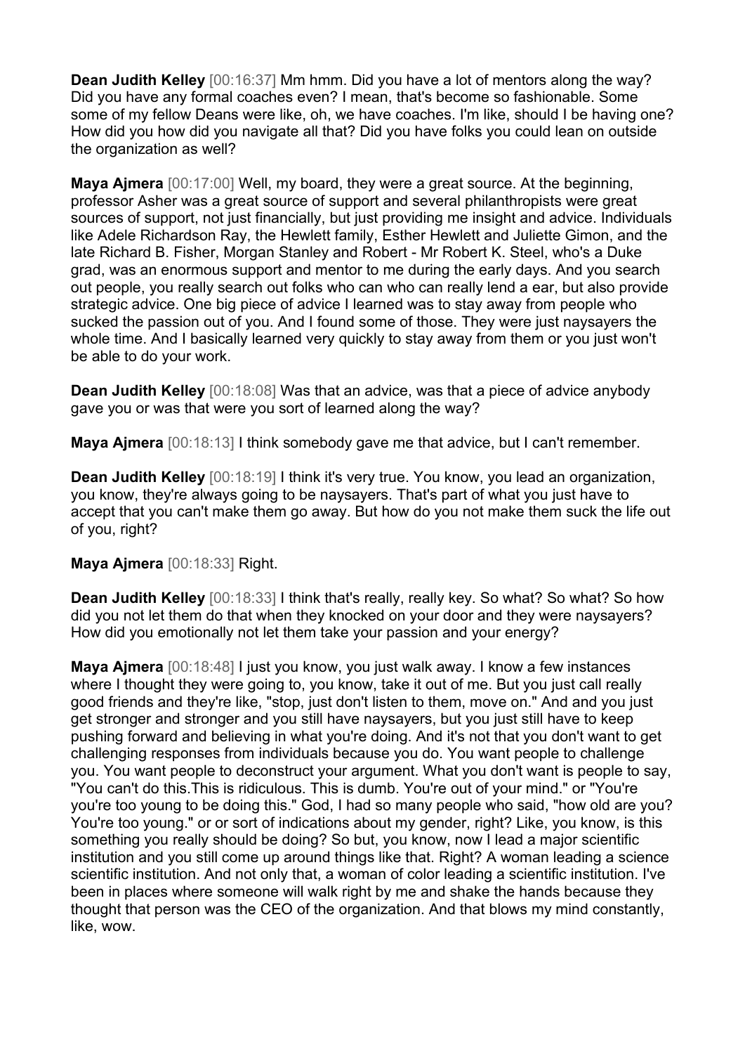**Dean Judith Kelley** [00:16:37] Mm hmm. Did you have a lot of mentors along the way? Did you have any formal coaches even? I mean, that's become so fashionable. Some some of my fellow Deans were like, oh, we have coaches. I'm like, should I be having one? How did you how did you navigate all that? Did you have folks you could lean on outside the organization as well?

**Maya Ajmera** [00:17:00] Well, my board, they were a great source. At the beginning, professor Asher was a great source of support and several philanthropists were great sources of support, not just financially, but just providing me insight and advice. Individuals like Adele Richardson Ray, the Hewlett family, Esther Hewlett and Juliette Gimon, and the late Richard B. Fisher, Morgan Stanley and Robert - Mr Robert K. Steel, who's a Duke grad, was an enormous support and mentor to me during the early days. And you search out people, you really search out folks who can who can really lend a ear, but also provide strategic advice. One big piece of advice I learned was to stay away from people who sucked the passion out of you. And I found some of those. They were just naysayers the whole time. And I basically learned very quickly to stay away from them or you just won't be able to do your work.

**Dean Judith Kelley** [00:18:08] Was that an advice, was that a piece of advice anybody gave you or was that were you sort of learned along the way?

**Maya Ajmera** [00:18:13] I think somebody gave me that advice, but I can't remember.

**Dean Judith Kelley** [00:18:19] I think it's very true. You know, you lead an organization, you know, they're always going to be naysayers. That's part of what you just have to accept that you can't make them go away. But how do you not make them suck the life out of you, right?

**Maya Ajmera** [00:18:33] Right.

**Dean Judith Kelley** [00:18:33] I think that's really, really key. So what? So what? So how did you not let them do that when they knocked on your door and they were naysayers? How did you emotionally not let them take your passion and your energy?

**Maya Ajmera** [00:18:48] I just you know, you just walk away. I know a few instances where I thought they were going to, you know, take it out of me. But you just call really good friends and they're like, "stop, just don't listen to them, move on." And and you just get stronger and stronger and you still have naysayers, but you just still have to keep pushing forward and believing in what you're doing. And it's not that you don't want to get challenging responses from individuals because you do. You want people to challenge you. You want people to deconstruct your argument. What you don't want is people to say, "You can't do this.This is ridiculous. This is dumb. You're out of your mind." or "You're you're too young to be doing this." God, I had so many people who said, "how old are you? You're too young." or or sort of indications about my gender, right? Like, you know, is this something you really should be doing? So but, you know, now I lead a major scientific institution and you still come up around things like that. Right? A woman leading a science scientific institution. And not only that, a woman of color leading a scientific institution. I've been in places where someone will walk right by me and shake the hands because they thought that person was the CEO of the organization. And that blows my mind constantly, like, wow.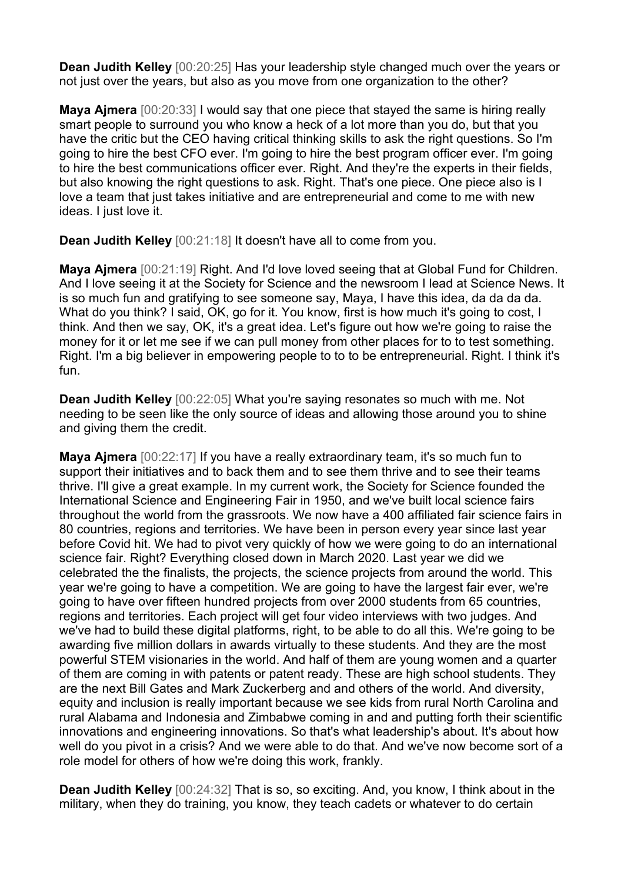**Dean Judith Kelley** [00:20:25] Has your leadership style changed much over the years or not just over the years, but also as you move from one organization to the other?

**Maya Ajmera** [00:20:33] I would say that one piece that stayed the same is hiring really smart people to surround you who know a heck of a lot more than you do, but that you have the critic but the CEO having critical thinking skills to ask the right questions. So I'm going to hire the best CFO ever. I'm going to hire the best program officer ever. I'm going to hire the best communications officer ever. Right. And they're the experts in their fields, but also knowing the right questions to ask. Right. That's one piece. One piece also is I love a team that just takes initiative and are entrepreneurial and come to me with new ideas. I just love it.

**Dean Judith Kelley** [00:21:18] It doesn't have all to come from you.

**Maya Ajmera** [00:21:19] Right. And I'd love loved seeing that at Global Fund for Children. And I love seeing it at the Society for Science and the newsroom I lead at Science News. It is so much fun and gratifying to see someone say, Maya, I have this idea, da da da da. What do you think? I said, OK, go for it. You know, first is how much it's going to cost, I think. And then we say, OK, it's a great idea. Let's figure out how we're going to raise the money for it or let me see if we can pull money from other places for to to test something. Right. I'm a big believer in empowering people to to to be entrepreneurial. Right. I think it's fun.

**Dean Judith Kelley** [00:22:05] What you're saying resonates so much with me. Not needing to be seen like the only source of ideas and allowing those around you to shine and giving them the credit.

**Maya Ajmera** [00:22:17] If you have a really extraordinary team, it's so much fun to support their initiatives and to back them and to see them thrive and to see their teams thrive. I'll give a great example. In my current work, the Society for Science founded the International Science and Engineering Fair in 1950, and we've built local science fairs throughout the world from the grassroots. We now have a 400 affiliated fair science fairs in 80 countries, regions and territories. We have been in person every year since last year before Covid hit. We had to pivot very quickly of how we were going to do an international science fair. Right? Everything closed down in March 2020. Last year we did we celebrated the the finalists, the projects, the science projects from around the world. This year we're going to have a competition. We are going to have the largest fair ever, we're going to have over fifteen hundred projects from over 2000 students from 65 countries, regions and territories. Each project will get four video interviews with two judges. And we've had to build these digital platforms, right, to be able to do all this. We're going to be awarding five million dollars in awards virtually to these students. And they are the most powerful STEM visionaries in the world. And half of them are young women and a quarter of them are coming in with patents or patent ready. These are high school students. They are the next Bill Gates and Mark Zuckerberg and and others of the world. And diversity, equity and inclusion is really important because we see kids from rural North Carolina and rural Alabama and Indonesia and Zimbabwe coming in and and putting forth their scientific innovations and engineering innovations. So that's what leadership's about. It's about how well do you pivot in a crisis? And we were able to do that. And we've now become sort of a role model for others of how we're doing this work, frankly.

**Dean Judith Kelley** [00:24:32] That is so, so exciting. And, you know, I think about in the military, when they do training, you know, they teach cadets or whatever to do certain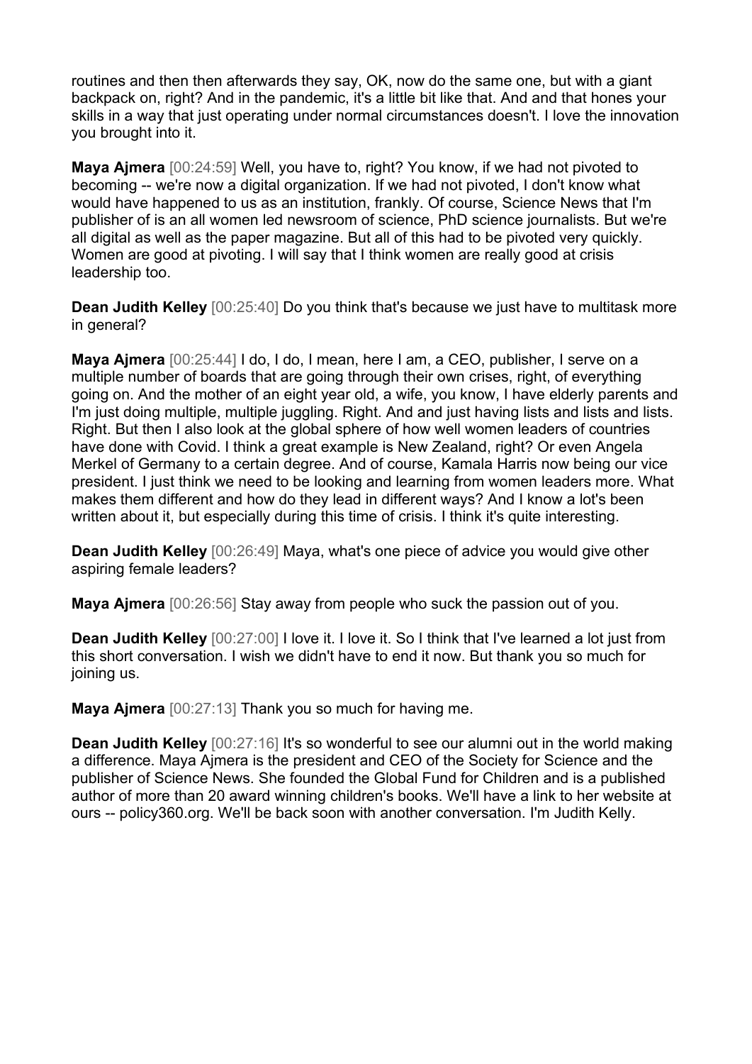routines and then then afterwards they say, OK, now do the same one, but with a giant backpack on, right? And in the pandemic, it's a little bit like that. And and that hones your skills in a way that just operating under normal circumstances doesn't. I love the innovation you brought into it.

**Maya Ajmera** [00:24:59] Well, you have to, right? You know, if we had not pivoted to becoming -- we're now a digital organization. If we had not pivoted, I don't know what would have happened to us as an institution, frankly. Of course, Science News that I'm publisher of is an all women led newsroom of science, PhD science journalists. But we're all digital as well as the paper magazine. But all of this had to be pivoted very quickly. Women are good at pivoting. I will say that I think women are really good at crisis leadership too.

**Dean Judith Kelley** [00:25:40] Do you think that's because we just have to multitask more in general?

**Maya Ajmera** [00:25:44] I do, I do, I mean, here I am, a CEO, publisher, I serve on a multiple number of boards that are going through their own crises, right, of everything going on. And the mother of an eight year old, a wife, you know, I have elderly parents and I'm just doing multiple, multiple juggling. Right. And and just having lists and lists and lists. Right. But then I also look at the global sphere of how well women leaders of countries have done with Covid. I think a great example is New Zealand, right? Or even Angela Merkel of Germany to a certain degree. And of course, Kamala Harris now being our vice president. I just think we need to be looking and learning from women leaders more. What makes them different and how do they lead in different ways? And I know a lot's been written about it, but especially during this time of crisis. I think it's quite interesting.

**Dean Judith Kelley** [00:26:49] Maya, what's one piece of advice you would give other aspiring female leaders?

**Maya Ajmera** [00:26:56] Stay away from people who suck the passion out of you.

**Dean Judith Kelley** [00:27:00] I love it. I love it. So I think that I've learned a lot just from this short conversation. I wish we didn't have to end it now. But thank you so much for joining us.

**Maya Ajmera** [00:27:13] Thank you so much for having me.

**Dean Judith Kelley** [00:27:16] It's so wonderful to see our alumni out in the world making a difference. Maya Ajmera is the president and CEO of the Society for Science and the publisher of Science News. She founded the Global Fund for Children and is a published author of more than 20 award winning children's books. We'll have a link to her website at ours -- policy360.org. We'll be back soon with another conversation. I'm Judith Kelly.